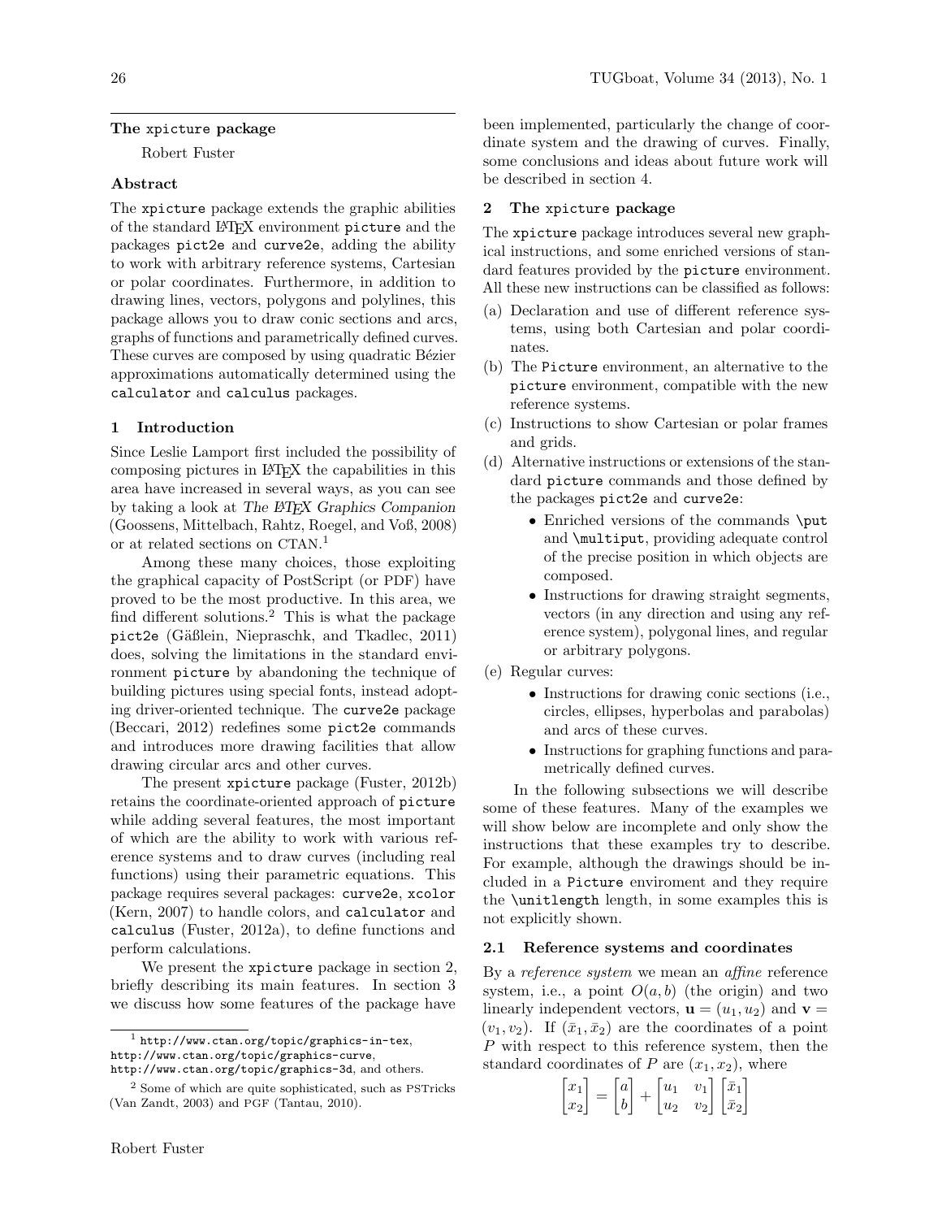## The xpicture package

Robert Fuster

### Abstract

The `xpicture` package extends the graphic abilities of the standard LaTeX environment `picture` and the packages `pict2e` and `curve2e`, adding the ability to work with arbitrary reference systems, Cartesian or polar coordinates. Furthermore, in addition to drawing lines, vectors, polygons and polylines, this package allows you to draw conic sections and arcs, graphs of functions and parametrically defined curves. These curves are composed by using quadratic Bézier approximations automatically determined using the `calculator` and `calculus` packages.

### 1 Introduction

Since Leslie Lamport first included the possibility of composing pictures in LaTeX the capabilities in this area have increased in several ways, as you can see by taking a look at *The LaTeX Graphics Companion* (Goossens, Mittelbach, Rahtz, Roegel, and Voß, 2008) or at related sections on CTAN.[1]

Among these many choices, those exploiting the graphical capacity of PostScript (or PDF) have proved to be the most productive. In this area, we find different solutions.[2] This is what the package `pict2e` (Gäßlein, Niepraschk, and Tkadlec, 2011) does, solving the limitations in the standard environment `picture` by abandoning the technique of building pictures using special fonts, instead adopting driver-oriented technique. The `curve2e` package (Beccari, 2012) redefines some `pict2e` commands and introduces more drawing facilities that allow drawing circular arcs and other curves.

The present `xpicture` package (Fuster, 2012b) retains the coordinate-oriented approach of `picture` while adding several features, the most important of which are the ability to work with various reference systems and to draw curves (including real functions) using their parametric equations. This package requires several packages: `curve2e`, `xcolor` (Kern, 2007) to handle colors, and `calculator` and `calculus` (Fuster, 2012a), to define functions and perform calculations.

We present the `xpicture` package in section 2, briefly describing its main features. In section 3 we discuss how some features of the package have been implemented, particularly the change of coordinate system and the drawing of curves. Finally, some conclusions and ideas about future work will be described in section 4.

[1] `http://www.ctan.org/topic/graphics-in-tex`, `http://www.ctan.org/topic/graphics-curve`, `http://www.ctan.org/topic/graphics-3d`, and others.

[2] Some of which are quite sophisticated, such as PSTricks (Van Zandt, 2003) and PGF (Tantau, 2010).

### 2 The xpicture package

The `xpicture` package introduces several new graphical instructions, and some enriched versions of standard features provided by the `picture` environment. All these new instructions can be classified as follows:

(a) Declaration and use of different reference systems, using both Cartesian and polar coordinates.

(b) The `Picture` environment, an alternative to the `picture` environment, compatible with the new reference systems.

(c) Instructions to show Cartesian or polar frames and grids.

(d) Alternative instructions or extensions of the standard `picture` commands and those defined by the packages `pict2e` and `curve2e`:
   - Enriched versions of the commands `\put` and `\multiput`, providing adequate control of the precise position in which objects are composed.
   - Instructions for drawing straight segments, vectors (in any direction and using any reference system), polygonal lines, and regular or arbitrary polygons.

(e) Regular curves:
   - Instructions for drawing conic sections (i.e., circles, ellipses, hyperbolas and parabolas) and arcs of these curves.
   - Instructions for graphing functions and parametrically defined curves.

In the following subsections we will describe some of these features. Many of the examples we will show below are incomplete and only show the instructions that these examples try to describe. For example, although the drawings should be included in a `Picture` enviroment and they require the `\unitlength` length, in some examples this is not explicitly shown.

#### 2.1 Reference systems and coordinates

By a *reference system* we mean an *affine* reference system, i.e., a point $O(a, b)$ (the origin) and two linearly independent vectors, $\mathbf{u} = (u_1, u_2)$ and $\mathbf{v} = (v_1, v_2)$. If $(\bar{x}_1, \bar{x}_2)$ are the coordinates of a point $P$ with respect to this reference system, then the standard coordinates of $P$ are $(x_1, x_2)$, where

$$\begin{bmatrix} x_1 \\ x_2 \end{bmatrix} = \begin{bmatrix} a \\ b \end{bmatrix} + \begin{bmatrix} u_1 & v_1 \\ u_2 & v_2 \end{bmatrix} \begin{bmatrix} \bar{x}_1 \\ \bar{x}_2 \end{bmatrix}$$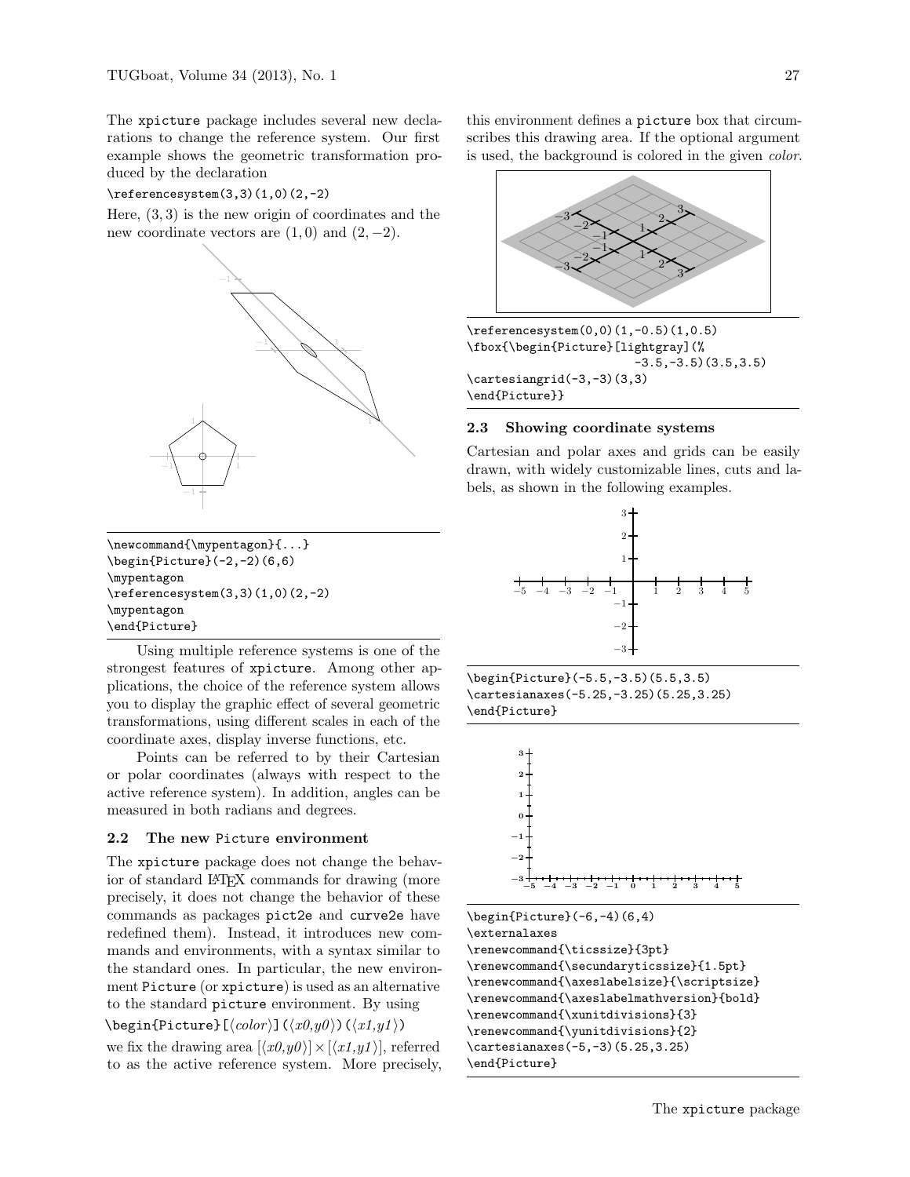The xpicture package includes several new declarations to change the reference system. Our first example shows the geometric transformation produced by the declaration

```
\referencesystem(3,3)(1,0)(2,-2)
```

Here, $(3,3)$ is the new origin of coordinates and the new coordinate vectors are $(1,0)$ and $(2,-2)$.

```
\newcommand{\mypentagon}{...}
\begin{Picture}(-2,-2)(6,6)
\mypentagon
\referencesystem(3,3)(1,0)(2,-2)
\mypentagon
\end{Picture}
```

Using multiple reference systems is one of the strongest features of xpicture. Among other applications, the choice of the reference system allows you to display the graphic effect of several geometric transformations, using different scales in each of the coordinate axes, display inverse functions, etc.

Points can be referred to by their Cartesian or polar coordinates (always with respect to the active reference system). In addition, angles can be measured in both radians and degrees.

### 2.2 The new Picture environment

The xpicture package does not change the behavior of standard LaTeX commands for drawing (more precisely, it does not change the behavior of these commands as packages pict2e and curve2e have redefined them). Instead, it introduces new commands and environments, with a syntax similar to the standard ones. In particular, the new environment Picture (or xpicture) is used as an alternative to the standard picture environment. By using

`\begin{Picture}[⟨color⟩](⟨x0,y0⟩)(⟨x1,y1⟩)`

we fix the drawing area $[\langle x0,y0\rangle]\times[\langle x1,y1\rangle]$, referred to as the active reference system. More precisely, this environment defines a picture box that circumscribes this drawing area. If the optional argument is used, the background is colored in the given *color*.

```
\referencesystem(0,0)(1,-0.5)(1,0.5)
\fbox{\begin{Picture}[lightgray](%
                        -3.5,-3.5)(3.5,3.5)
\cartesiangrid(-3,-3)(3,3)
\end{Picture}}
```

### 2.3 Showing coordinate systems

Cartesian and polar axes and grids can be easily drawn, with widely customizable lines, cuts and labels, as shown in the following examples.

```
\begin{Picture}(-5.5,-3.5)(5.5,3.5)
\cartesianaxes(-5.25,-3.25)(5.25,3.25)
\end{Picture}
```

```
\begin{Picture}(-6,-4)(6,4)
\externalaxes
\renewcommand{\ticssize}{3pt}
\renewcommand{\secundaryticssize}{1.5pt}
\renewcommand{\axeslabelsize}{\scriptsize}
\renewcommand{\axeslabelmathversion}{bold}
\renewcommand{\xunitdivisions}{3}
\renewcommand{\yunitdivisions}{2}
\cartesianaxes(-5,-3)(5.25,3.25)
\end{Picture}
```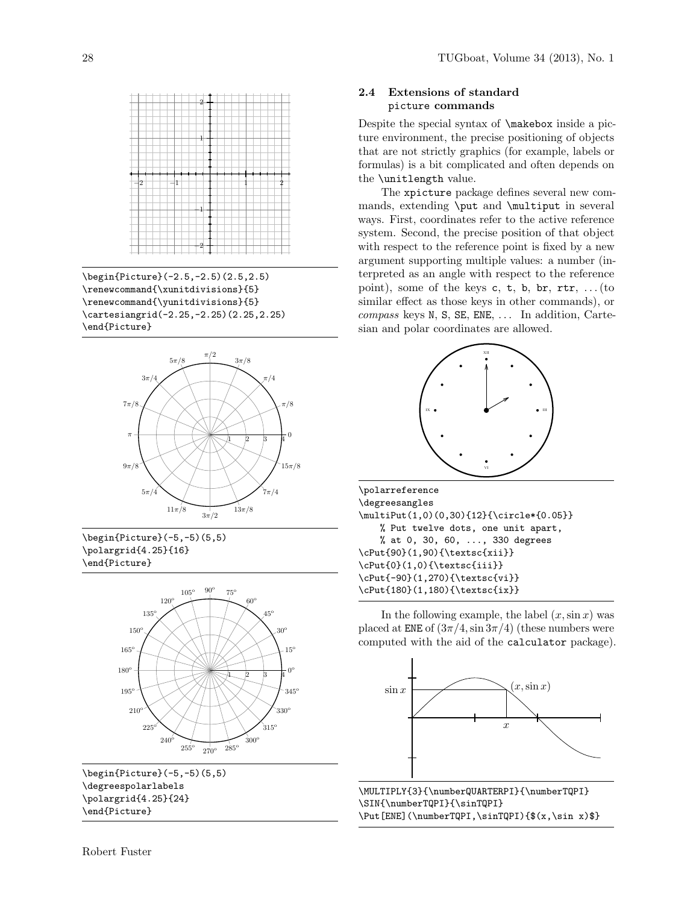```
\begin{Picture}(-2.5,-2.5)(2.5,2.5)
\renewcommand{\xunitdivisions}{5}
\renewcommand{\yunitdivisions}{5}
\cartesiangrid(-2.25,-2.25)(2.25,2.25)
\end{Picture}
```

```
\begin{Picture}(-5,-5)(5,5)
\polargrid{4.25}{16}
\end{Picture}
```

```
\begin{Picture}(-5,-5)(5,5)
\degreespolarlabels
\polargrid{4.25}{24}
\end{Picture}
```

### 2.4 Extensions of standard picture commands

Despite the special syntax of `\makebox` inside a picture environment, the precise positioning of objects that are not strictly graphics (for example, labels or formulas) is a bit complicated and often depends on the `\unitlength` value.

The `xpicture` package defines several new commands, extending `\put` and `\multiput` in several ways. First, coordinates refer to the active reference system. Second, the precise position of that object with respect to the reference point is fixed by a new argument supporting multiple values: a number (interpreted as an angle with respect to the reference point), some of the keys `c`, `t`, `b`, `br`, `rtr`, ... (to similar effect as those keys in other commands), or *compass* keys `N`, `S`, `SE`, `ENE`, ... In addition, Cartesian and polar coordinates are allowed.

```
\polarreference
\degreesangles
\multiPut(1,0)(0,30){12}{\circle*{0.05}}
    % Put twelve dots, one unit apart,
    % at 0, 30, 60, ..., 330 degrees
\cPut{90}(1,90){\textsc{xii}}
\cPut{0}(1,0){\textsc{iii}}
\cPut{-90}(1,270){\textsc{vi}}
\cPut{180}(1,180){\textsc{ix}}
```

In the following example, the label $(x, \sin x)$ was placed at `ENE` of $(3\pi/4, \sin 3\pi/4)$ (these numbers were computed with the aid of the `calculator` package).

```
\MULTIPLY{3}{\numberQUARTERPI}{\numberTQPI}
\SIN{\numberTQPI}{\sinTQPI}
\Put[ENE](\numberTQPI,\sinTQPI){$(x,\sin x)$}
```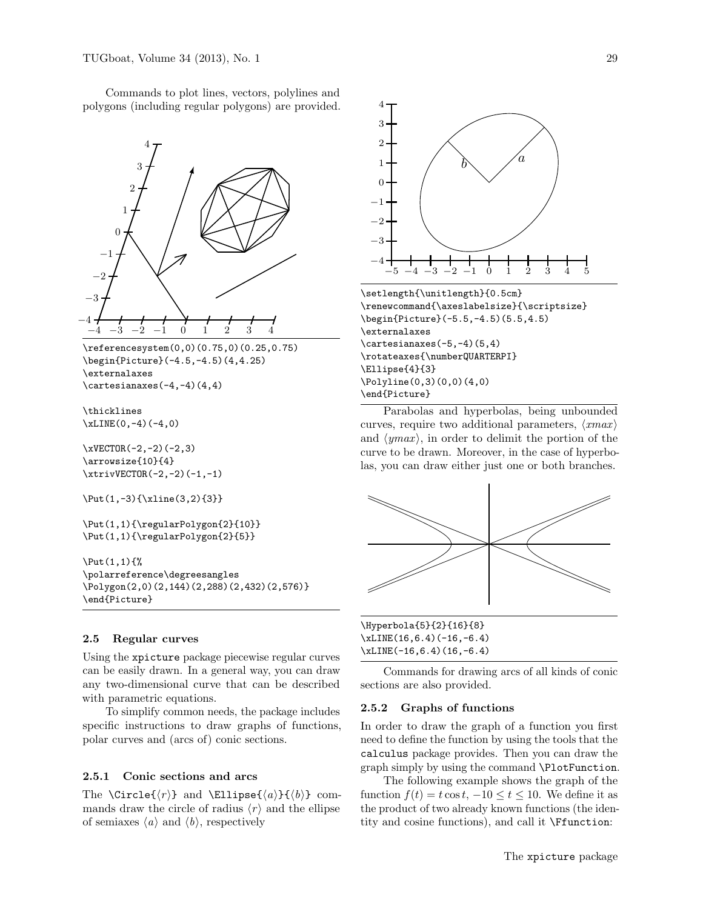Commands to plot lines, vectors, polylines and polygons (including regular polygons) are provided.

```
\referencesystem(0,0)(0.75,0)(0.25,0.75)
\begin{Picture}(-4.5,-4.5)(4,4.25)
\externalaxes
\cartesianaxes(-4,-4)(4,4)

\thicklines
\xLINE(0,-4)(-4,0)

\xVECTOR(-2,-2)(-2,3)
\arrowsize{10}{4}
\xtrivVECTOR(-2,-2)(-1,-1)

\Put(1,-3){\xline(3,2){3}}

\Put(1,1){\regularPolygon{2}{10}}
\Put(1,1){\regularPolygon{2}{5}}

\Put(1,1){%
\polarreference\degreesangles
\Polygon(2,0)(2,144)(2,288)(2,432)(2,576)}
\end{Picture}
```

### 2.5 Regular curves

Using the `xpicture` package piecewise regular curves can be easily drawn. In a general way, you can draw any two-dimensional curve that can be described with parametric equations.

To simplify common needs, the package includes specific instructions to draw graphs of functions, polar curves and (arcs of) conic sections.

#### 2.5.1 Conic sections and arcs

The `\Circle{⟨r⟩}` and `\Ellipse{⟨a⟩}{⟨b⟩}` commands draw the circle of radius ⟨*r*⟩ and the ellipse of semiaxes ⟨*a*⟩ and ⟨*b*⟩, respectively

```
\setlength{\unitlength}{0.5cm}
\renewcommand{\axeslabelsize}{\scriptsize}
\begin{Picture}(-5.5,-4.5)(5.5,4.5)
\externalaxes
\cartesianaxes(-5,-4)(5,4)
\rotateaxes{\numberQUARTERPI}
\Ellipse{4}{3}
\Polyline(0,3)(0,0)(4,0)
\end{Picture}
```

Parabolas and hyperbolas, being unbounded curves, require two additional parameters, ⟨*xmax*⟩ and ⟨*ymax*⟩, in order to delimit the portion of the curve to be drawn. Moreover, in the case of hyperbolas, you can draw either just one or both branches.

```
\Hyperbola{5}{2}{16}{8}
\xLINE(16,6.4)(-16,-6.4)
\xLINE(-16,6.4)(16,-6.4)
```

Commands for drawing arcs of all kinds of conic sections are also provided.

#### 2.5.2 Graphs of functions

In order to draw the graph of a function you first need to define the function by using the tools that the `calculus` package provides. Then you can draw the graph simply by using the command `\PlotFunction`.

The following example shows the graph of the function $f(t) = t \cos t$, $-10 \le t \le 10$. We define it as the product of two already known functions (the identity and cosine functions), and call it `\Ffunction`: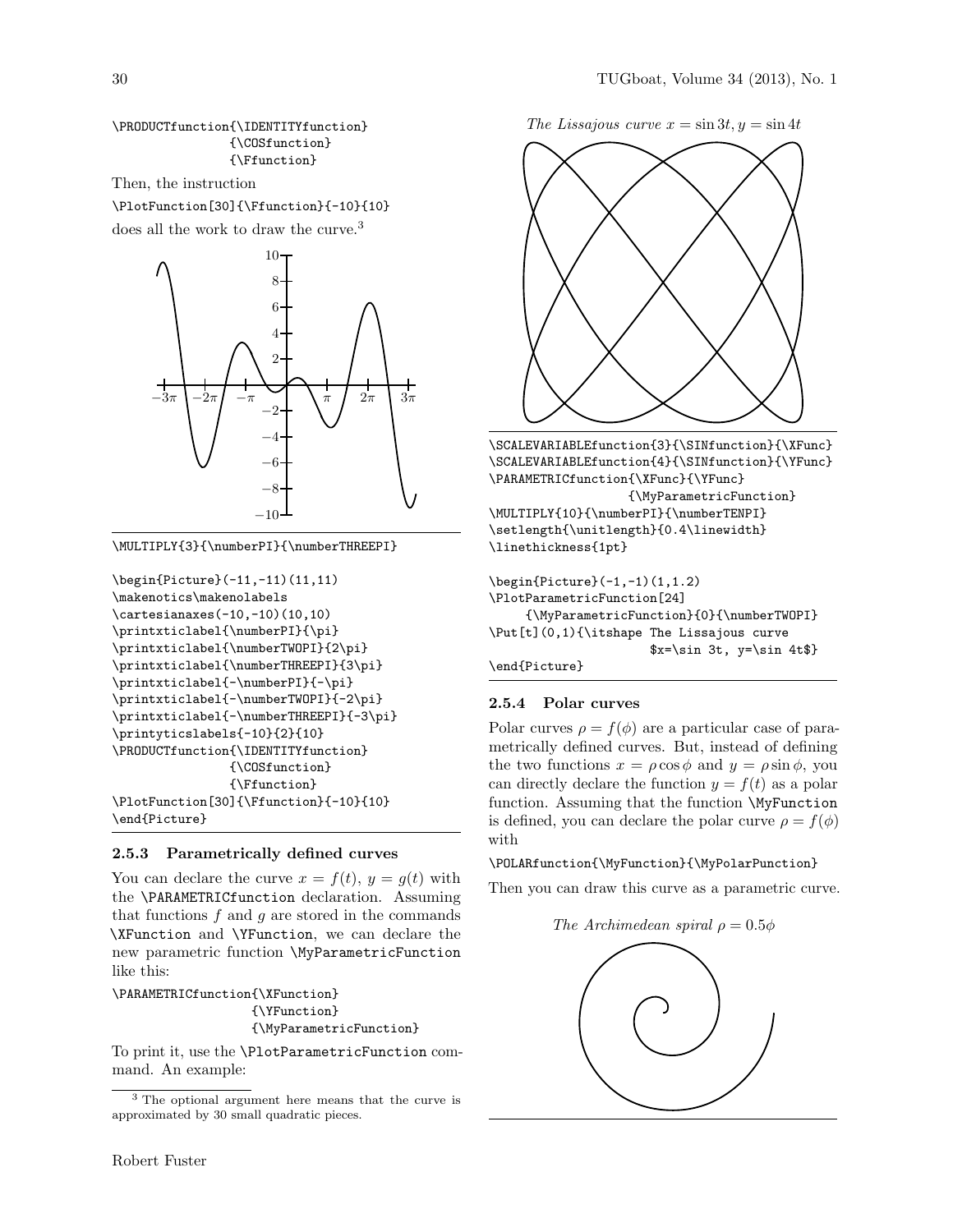```
\PRODUCTfunction{\IDENTITYfunction}
                {\COSfunction}
                {\Ffunction}
```

Then, the instruction

```
\PlotFunction[30]{\Ffunction}{-10}{10}
```

does all the work to draw the curve.[3]

```
\MULTIPLY{3}{\numberPI}{\numberTHREEPI}

\begin{Picture}(-11,-11)(11,11)
\makenotics\makenolabels
\cartesianaxes(-10,-10)(10,10)
\printxticlabel{\numberPI}{\pi}
\printxticlabel{\numberTWOPI}{2\pi}
\printxticlabel{\numberTHREEPI}{3\pi}
\printxticlabel{-\numberPI}{-\pi}
\printxticlabel{-\numberTWOPI}{-2\pi}
\printxticlabel{-\numberTHREEPI}{-3\pi}
\printyticslabels{-10}{2}{10}
\PRODUCTfunction{\IDENTITYfunction}
                {\COSfunction}
                {\Ffunction}
\PlotFunction[30]{\Ffunction}{-10}{10}
\end{Picture}
```

### 2.5.3 Parametrically defined curves

You can declare the curve $x = f(t)$, $y = g(t)$ with the `\PARAMETRICfunction` declaration. Assuming that functions $f$ and $g$ are stored in the commands `\XFunction` and `\YFunction`, we can declare the new parametric function `\MyParametricFunction` like this:

```
\PARAMETRICfunction{\XFunction}
                   {\YFunction}
                   {\MyParametricFunction}
```

To print it, use the `\PlotParametricFunction` command. An example:

*The Lissajous curve $x = \sin 3t, y = \sin 4t$*

```
\SCALEVARIABLEfunction{3}{\SINfunction}{\XFunc}
\SCALEVARIABLEfunction{4}{\SINfunction}{\YFunc}
\PARAMETRICfunction{\XFunc}{\YFunc}
                   {\MyParametricFunction}
\MULTIPLY{10}{\numberPI}{\numberTENPI}
\setlength{\unitlength}{0.4\linewidth}
\linethickness{1pt}

\begin{Picture}(-1,-1)(1,1.2)
\PlotParametricFunction[24]
     {\MyParametricFunction}{0}{\numberTWOPI}
\Put[t](0,1){\itshape The Lissajous curve
                     $x=\sin 3t, y=\sin 4t$}
\end{Picture}
```

### 2.5.4 Polar curves

Polar curves $\rho = f(\phi)$ are a particular case of parametrically defined curves. But, instead of defining the two functions $x = \rho \cos \phi$ and $y = \rho \sin \phi$, you can directly declare the function $y = f(t)$ as a polar function. Assuming that the function `\MyFunction` is defined, you can declare the polar curve $\rho = f(\phi)$ with

```
\POLARfunction{\MyFunction}{\MyPolarPunction}
```

Then you can draw this curve as a parametric curve.

*The Archimedean spiral $\rho = 0.5\phi$*

[3] The optional argument here means that the curve is approximated by 30 small quadratic pieces.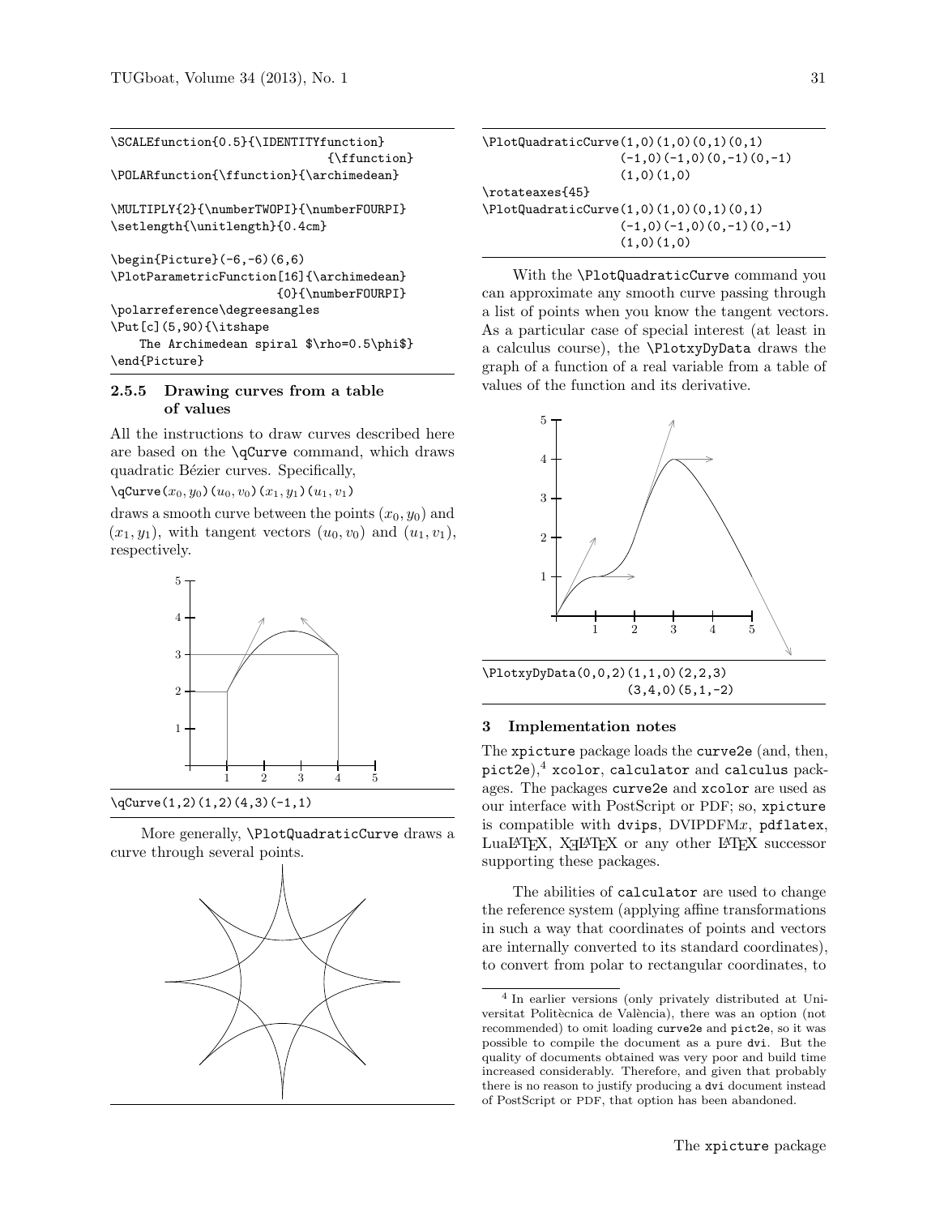```
\SCALEfunction{0.5}{\IDENTITYfunction}
                              {\ffunction}
\POLARfunction{\ffunction}{\archimedean}

\MULTIPLY{2}{\numberTWOPI}{\numberFOURPI}
\setlength{\unitlength}{0.4cm}

\begin{Picture}(-6,-6)(6,6)
\PlotParametricFunction[16]{\archimedean}
                       {0}{\numberFOURPI}
\polarreference\degreesangles
\Put[c](5,90){\itshape
    The Archimedean spiral $\rho=0.5\phi$}
\end{Picture}
```

### 2.5.5 Drawing curves from a table of values

All the instructions to draw curves described here are based on the `\qCurve` command, which draws quadratic Bézier curves. Specifically,

`\qCurve`$(x_0, y_0)(u_0, v_0)(x_1, y_1)(u_1, v_1)$

draws a smooth curve between the points $(x_0, y_0)$ and $(x_1, y_1)$, with tangent vectors $(u_0, v_0)$ and $(u_1, v_1)$, respectively.

```
\qCurve(1,2)(1,2)(4,3)(-1,1)
```

More generally, `\PlotQuadraticCurve` draws a curve through several points.

```
\PlotQuadraticCurve(1,0)(1,0)(0,1)(0,1)
                   (-1,0)(-1,0)(0,-1)(0,-1)
                   (1,0)(1,0)
\rotateaxes{45}
\PlotQuadraticCurve(1,0)(1,0)(0,1)(0,1)
                   (-1,0)(-1,0)(0,-1)(0,-1)
                   (1,0)(1,0)
```

With the `\PlotQuadraticCurve` command you can approximate any smooth curve passing through a list of points when you know the tangent vectors. As a particular case of special interest (at least in a calculus course), the `\PlotxyDyData` draws the graph of a function of a real variable from a table of values of the function and its derivative.

```
\PlotxyDyData(0,0,2)(1,1,0)(2,2,3)
             (3,4,0)(5,1,-2)
```

## 3 Implementation notes

The `xpicture` package loads the `curve2e` (and, then, `pict2e`),[4] `xcolor`, `calculator` and `calculus` packages. The packages `curve2e` and `xcolor` are used as our interface with PostScript or PDF; so, `xpicture` is compatible with `dvips`, DVIPDFM$x$, `pdflatex`, LuaLaTeX, XeLaTeX or any other LaTeX successor supporting these packages.

The abilities of `calculator` are used to change the reference system (applying affine transformations in such a way that coordinates of points and vectors are internally converted to its standard coordinates), to convert from polar to rectangular coordinates, to

[4] In earlier versions (only privately distributed at Universitat Politècnica de València), there was an option (not recommended) to omit loading `curve2e` and `pict2e`, so it was possible to compile the document as a pure `dvi`. But the quality of documents obtained was very poor and build time increased considerably. Therefore, and given that probably there is no reason to justify producing a `dvi` document instead of PostScript or PDF, that option has been abandoned.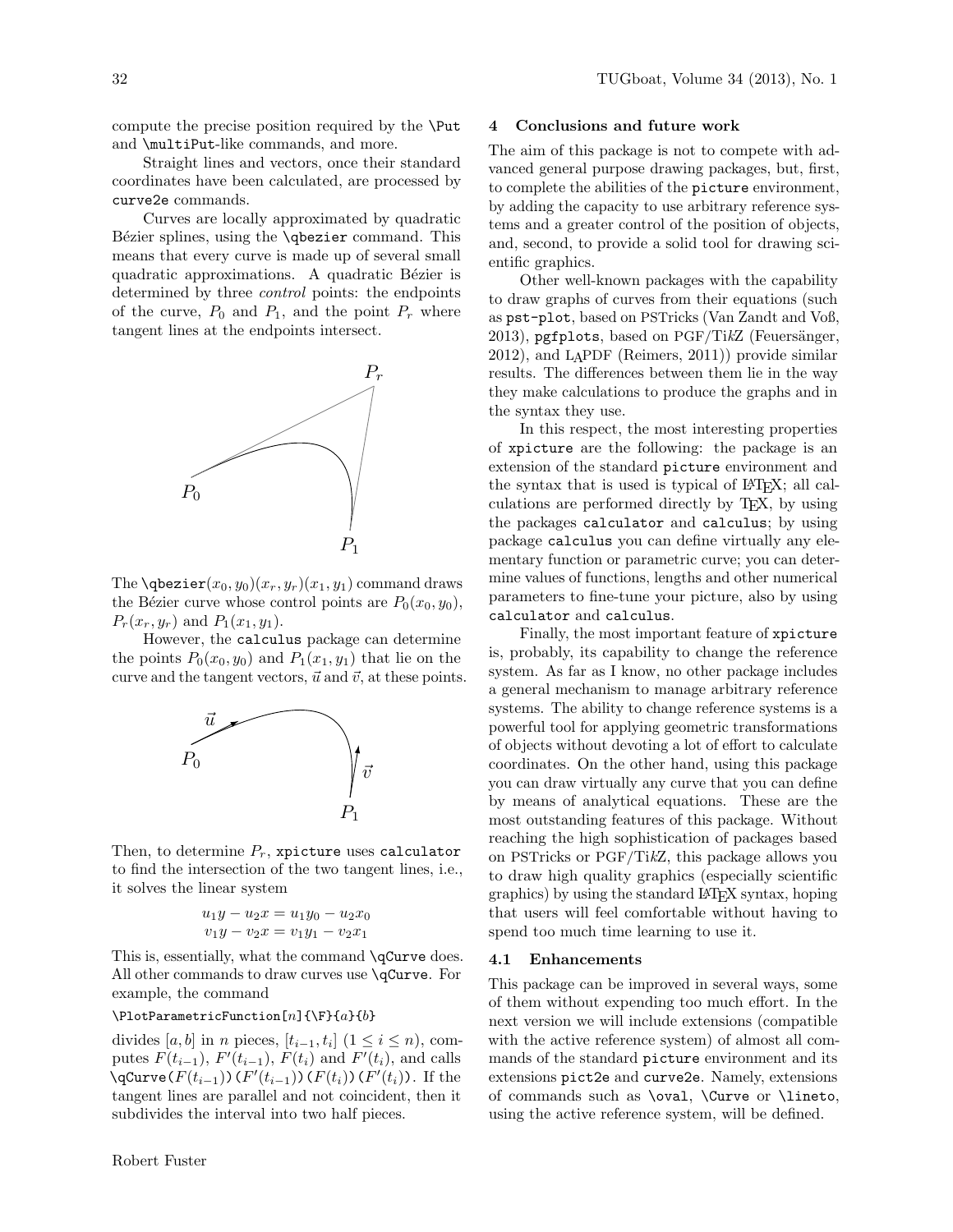compute the precise position required by the `\Put` and `\multiPut`-like commands, and more.

Straight lines and vectors, once their standard coordinates have been calculated, are processed by `curve2e` commands.

Curves are locally approximated by quadratic Bézier splines, using the `\qbezier` command. This means that every curve is made up of several small quadratic approximations. A quadratic Bézier is determined by three *control* points: the endpoints of the curve, $P_0$ and $P_1$, and the point $P_r$ where tangent lines at the endpoints intersect.

The `\qbezier`$(x_0, y_0)(x_r, y_r)(x_1, y_1)$ command draws the Bézier curve whose control points are $P_0(x_0, y_0)$, $P_r(x_r, y_r)$ and $P_1(x_1, y_1)$.

However, the `calculus` package can determine the points $P_0(x_0, y_0)$ and $P_1(x_1, y_1)$ that lie on the curve and the tangent vectors, $\vec{u}$ and $\vec{v}$, at these points.

Then, to determine $P_r$, `xpicture` uses `calculator` to find the intersection of the two tangent lines, i.e., it solves the linear system

$$\begin{aligned} u_1 y - u_2 x &= u_1 y_0 - u_2 x_0 \\ v_1 y - v_2 x &= v_1 y_1 - v_2 x_1 \end{aligned}$$

This is, essentially, what the command `\qCurve` does. All other commands to draw curves use `\qCurve`. For example, the command

`\PlotParametricFunction[`$n$`]{\F}{`$a$`}{`$b$`}`

divides $[a, b]$ in $n$ pieces, $[t_{i-1}, t_i]$ $(1 \leq i \leq n)$, computes $F(t_{i-1})$, $F'(t_{i-1})$, $F(t_i)$ and $F'(t_i)$, and calls `\qCurve(`$F(t_{i-1})$`)(`$F'(t_{i-1})$`)(`$F(t_i)$`)(`$F'(t_i)$`)`. If the tangent lines are parallel and not coincident, then it subdivides the interval into two half pieces.

## 4 Conclusions and future work

The aim of this package is not to compete with advanced general purpose drawing packages, but, first, to complete the abilities of the `picture` environment, by adding the capacity to use arbitrary reference systems and a greater control of the position of objects, and, second, to provide a solid tool for drawing scientific graphics.

Other well-known packages with the capability to draw graphs of curves from their equations (such as `pst-plot`, based on PSTricks (Van Zandt and Voß, 2013), `pgfplots`, based on PGF/Ti*k*Z (Feuersänger, 2012), and LAPDF (Reimers, 2011)) provide similar results. The differences between them lie in the way they make calculations to produce the graphs and in the syntax they use.

In this respect, the most interesting properties of `xpicture` are the following: the package is an extension of the standard `picture` environment and the syntax that is used is typical of LaTeX; all calculations are performed directly by TeX, by using the packages `calculator` and `calculus`; by using package `calculus` you can define virtually any elementary function or parametric curve; you can determine values of functions, lengths and other numerical parameters to fine-tune your picture, also by using `calculator` and `calculus`.

Finally, the most important feature of `xpicture` is, probably, its capability to change the reference system. As far as I know, no other package includes a general mechanism to manage arbitrary reference systems. The ability to change reference systems is a powerful tool for applying geometric transformations of objects without devoting a lot of effort to calculate coordinates. On the other hand, using this package you can draw virtually any curve that you can define by means of analytical equations. These are the most outstanding features of this package. Without reaching the high sophistication of packages based on PSTricks or PGF/Ti*k*Z, this package allows you to draw high quality graphics (especially scientific graphics) by using the standard LaTeX syntax, hoping that users will feel comfortable without having to spend too much time learning to use it.

### 4.1 Enhancements

This package can be improved in several ways, some of them without expending too much effort. In the next version we will include extensions (compatible with the active reference system) of almost all commands of the standard `picture` environment and its extensions `pict2e` and `curve2e`. Namely, extensions of commands such as `\oval`, `\Curve` or `\lineto`, using the active reference system, will be defined.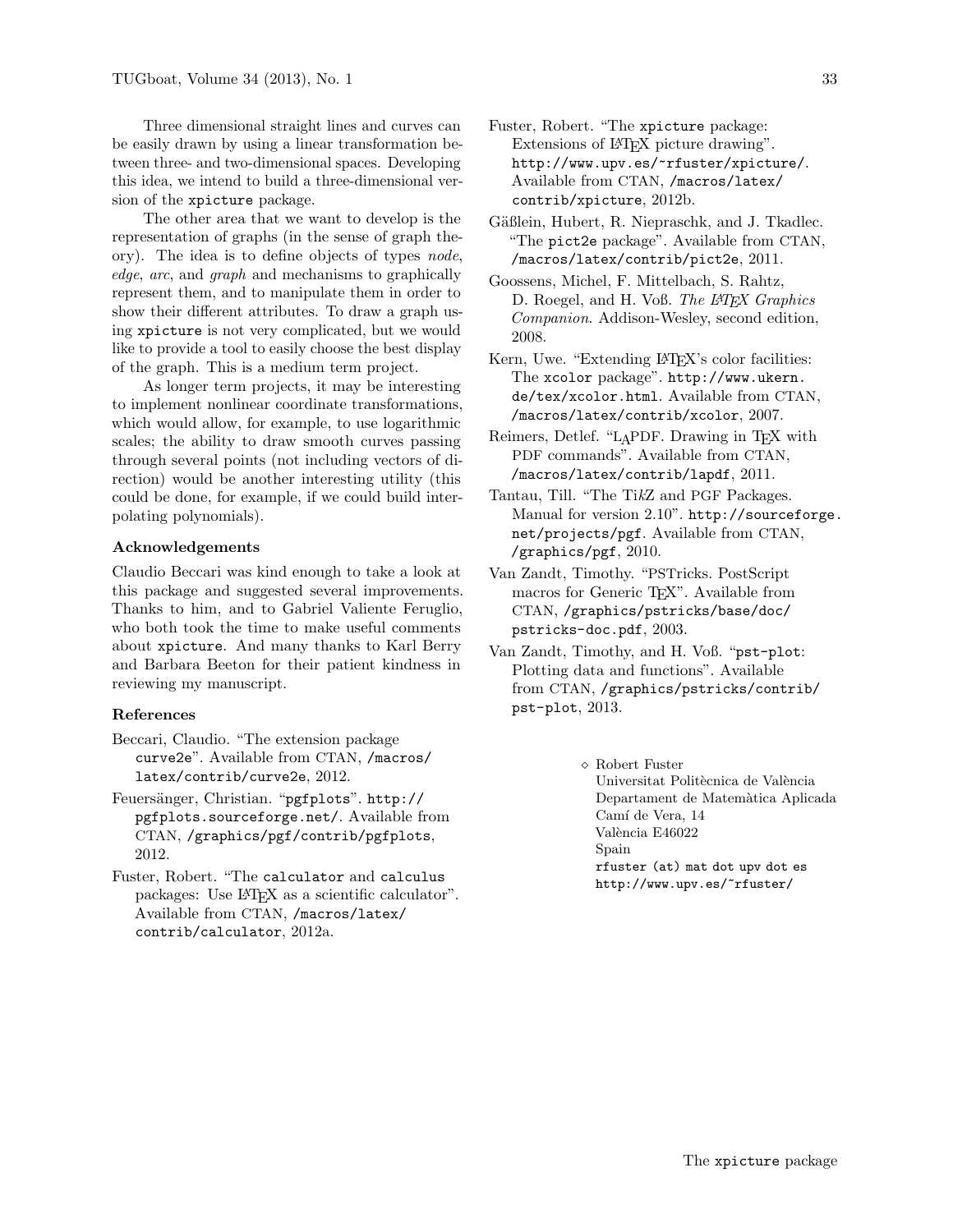Three dimensional straight lines and curves can be easily drawn by using a linear transformation between three- and two-dimensional spaces. Developing this idea, we intend to build a three-dimensional version of the `xpicture` package.

The other area that we want to develop is the representation of graphs (in the sense of graph theory). The idea is to define objects of types *node*, *edge*, *arc*, and *graph* and mechanisms to graphically represent them, and to manipulate them in order to show their different attributes. To draw a graph using `xpicture` is not very complicated, but we would like to provide a tool to easily choose the best display of the graph. This is a medium term project.

As longer term projects, it may be interesting to implement nonlinear coordinate transformations, which would allow, for example, to use logarithmic scales; the ability to draw smooth curves passing through several points (not including vectors of direction) would be another interesting utility (this could be done, for example, if we could build interpolating polynomials).

### Acknowledgements

Claudio Beccari was kind enough to take a look at this package and suggested several improvements. Thanks to him, and to Gabriel Valiente Feruglio, who both took the time to make useful comments about `xpicture`. And many thanks to Karl Berry and Barbara Beeton for their patient kindness in reviewing my manuscript.

### References

Beccari, Claudio. "The extension package `curve2e`". Available from CTAN, `/macros/latex/contrib/curve2e`, 2012.

Feuersänger, Christian. "`pgfplots`". `http://pgfplots.sourceforge.net/`. Available from CTAN, `/graphics/pgf/contrib/pgfplots`, 2012.

Fuster, Robert. "The `calculator` and `calculus` packages: Use LaTeX as a scientific calculator". Available from CTAN, `/macros/latex/contrib/calculator`, 2012a.

Fuster, Robert. "The `xpicture` package: Extensions of LaTeX picture drawing". `http://www.upv.es/~rfuster/xpicture/`. Available from CTAN, `/macros/latex/contrib/xpicture`, 2012b.

Gäßlein, Hubert, R. Niepraschk, and J. Tkadlec. "The `pict2e` package". Available from CTAN, `/macros/latex/contrib/pict2e`, 2011.

Goossens, Michel, F. Mittelbach, S. Rahtz, D. Roegel, and H. Voß. *The LaTeX Graphics Companion*. Addison-Wesley, second edition, 2008.

Kern, Uwe. "Extending LaTeX's color facilities: The `xcolor` package". `http://www.ukern.de/tex/xcolor.html`. Available from CTAN, `/macros/latex/contrib/xcolor`, 2007.

Reimers, Detlef. "LAPDF. Drawing in TeX with PDF commands". Available from CTAN, `/macros/latex/contrib/lapdf`, 2011.

Tantau, Till. "The Ti*k*Z and PGF Packages. Manual for version 2.10". `http://sourceforge.net/projects/pgf`. Available from CTAN, `/graphics/pgf`, 2010.

Van Zandt, Timothy. "PSTricks. PostScript macros for Generic TeX". Available from CTAN, `/graphics/pstricks/base/doc/pstricks-doc.pdf`, 2003.

Van Zandt, Timothy, and H. Voß. "`pst-plot`: Plotting data and functions". Available from CTAN, `/graphics/pstricks/contrib/pst-plot`, 2013.

◇ Robert Fuster
Universitat Politècnica de València
Departament de Matemàtica Aplicada
Camí de Vera, 14
València E46022
Spain
`rfuster (at) mat dot upv dot es`
`http://www.upv.es/~rfuster/`